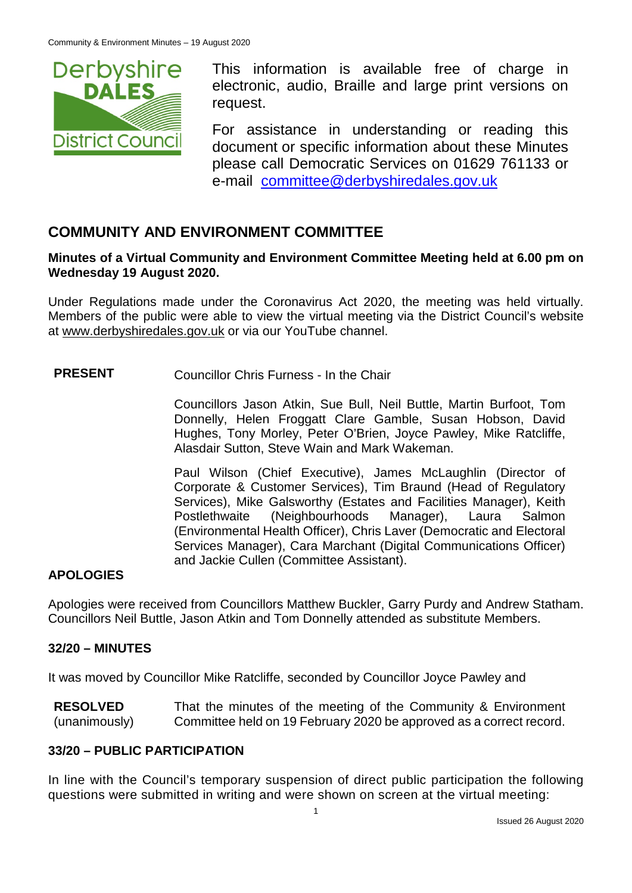This information is available free of charge in electronic, audio, Braille and large print versions on request.

For assistance in understanding or reading this document or specific information about these Minutes please call Democratic Services on 01629 761133 or e-mail committee@derbyshiredales.gov.uk

## COMMUNITY AND ENVIRONMENT COMMITTEE

**Minutes of a Virtual Community and Environment Committee Meeting held at 6.00 pm on Wednesday 19 August 2020.**

Under Regulations made under the Coronavirus Act 2020, the meeting was held virtually. Members of the public were able to view the virtual meeting via the District Council's website at www.derbyshiredales.gov.uk or via our YouTube channel.

**PRESENT** Councillor Chris Furness - In the Chair

Councillors Jason Atkin, Sue Bull, Neil Buttle, Martin Burfoot, Tom Donnelly, Helen Froggatt Clare Gamble, Susan Hobson, David Hughes, Tony Morley, Peter O'Brien, Joyce Pawley, Mike Ratcliffe, Alasdair Sutton, Steve Wain and Mark Wakeman.

Paul Wilson (Chief Executive), James McLaughlin (Director of Corporate & Customer Services), Tim Braund (Head of Regulatory Services), Mike Galsworthy (Estates and Facilities Manager), Keith Postlethwaite (Neighbourhoods Manager), Laura Salmon (Environmental Health Officer), Chris Laver (Democratic and Electoral Services Manager), Cara Marchant (Digital Communications Officer) and Jackie Cullen (Committee Assistant).

### APOLOGIES

Apologies were received from Councillors Matthew Buckler, Garry Purdy and Andrew Statham. Councillors Neil Buttle, Jason Atkin and Tom Donnelly attended as substitute Members.

### 32/20 – MINUTES

It was moved by Councillor Mike Ratcliffe, seconded by Councillor Joyce Pawley and

**RESOLVED** (unanimously) That the minutes of the meeting of the Community & Environment Committee held on 19 February 2020 be approved as a correct record.

### 33/20 – PUBLIC PARTICIPATION

In line with the Council's temporary suspension of direct public participation the following questions were submitted in writing and were shown on screen at the virtual meeting: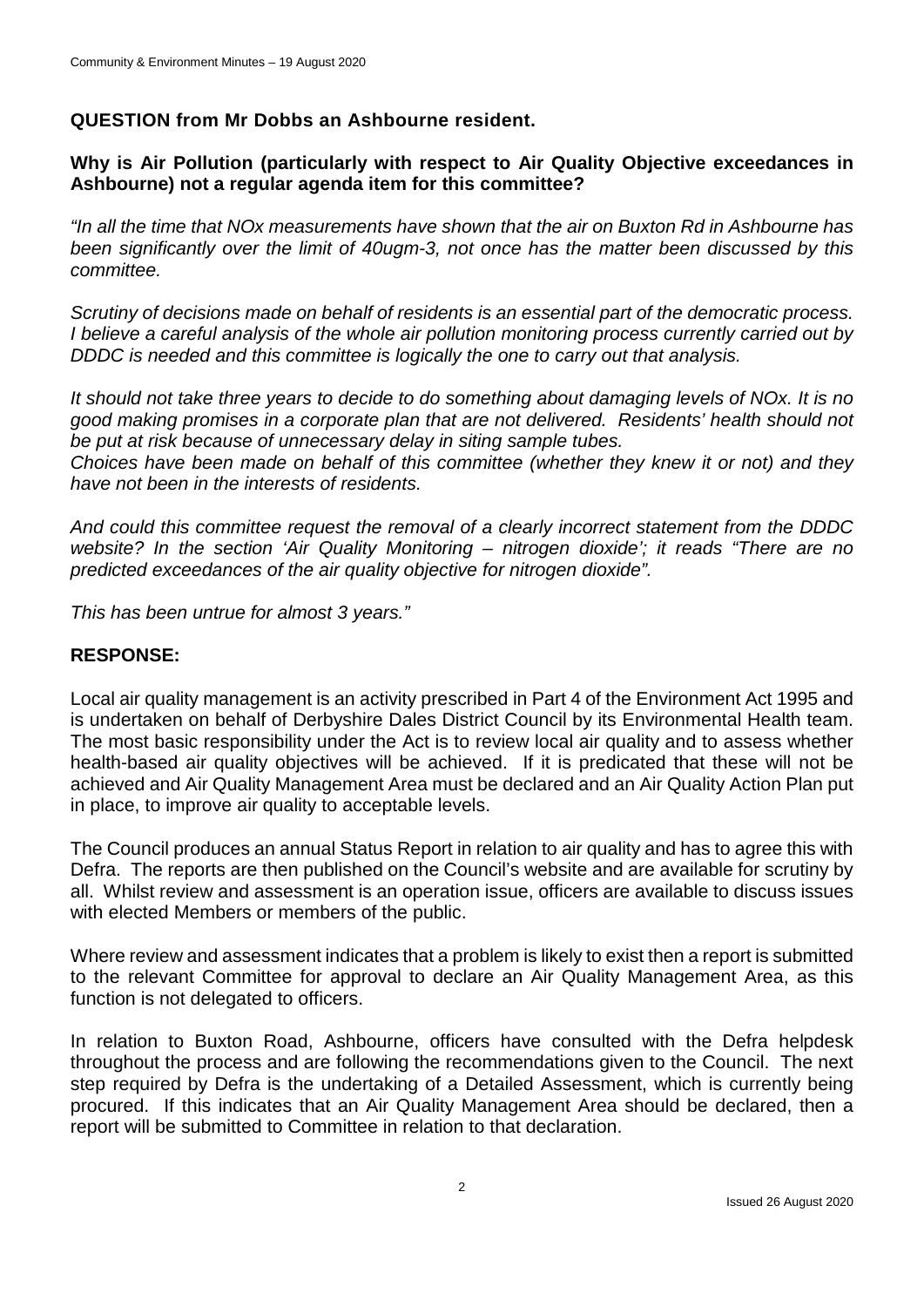**QUESTION from Mr Dobbs an Ashbourne resident.**

**Why is Air Pollution (particularly with respect to Air Quality Objective exceedances in Ashbourne) not a regular agenda item for this committee?**

*"In all the time that NOx measurements have shown that the air on Buxton Rd in Ashbourne has been significantly over the limit of 40ugm-3, not once has the matter been discussed by this committee.*

*Scrutiny of decisions made on behalf of residents is an essential part of the democratic process. I believe a careful analysis of the whole air pollution monitoring process currently carried out by DDDC is needed and this committee is logically the one to carry out that analysis.*

*It should not take three years to decide to do something about damaging levels of NOx. It is no good making promises in a corporate plan that are not delivered. Residents' health should not be put at risk because of unnecessary delay in siting sample tubes.*
*Choices have been made on behalf of this committee (whether they knew it or not) and they have not been in the interests of residents.*

*And could this committee request the removal of a clearly incorrect statement from the DDDC website? In the section 'Air Quality Monitoring – nitrogen dioxide'; it reads "There are no predicted exceedances of the air quality objective for nitrogen dioxide".*

*This has been untrue for almost 3 years."*

**RESPONSE:**

Local air quality management is an activity prescribed in Part 4 of the Environment Act 1995 and is undertaken on behalf of Derbyshire Dales District Council by its Environmental Health team. The most basic responsibility under the Act is to review local air quality and to assess whether health-based air quality objectives will be achieved. If it is predicated that these will not be achieved and Air Quality Management Area must be declared and an Air Quality Action Plan put in place, to improve air quality to acceptable levels.

The Council produces an annual Status Report in relation to air quality and has to agree this with Defra. The reports are then published on the Council's website and are available for scrutiny by all. Whilst review and assessment is an operation issue, officers are available to discuss issues with elected Members or members of the public.

Where review and assessment indicates that a problem is likely to exist then a report is submitted to the relevant Committee for approval to declare an Air Quality Management Area, as this function is not delegated to officers.

In relation to Buxton Road, Ashbourne, officers have consulted with the Defra helpdesk throughout the process and are following the recommendations given to the Council. The next step required by Defra is the undertaking of a Detailed Assessment, which is currently being procured. If this indicates that an Air Quality Management Area should be declared, then a report will be submitted to Committee in relation to that declaration.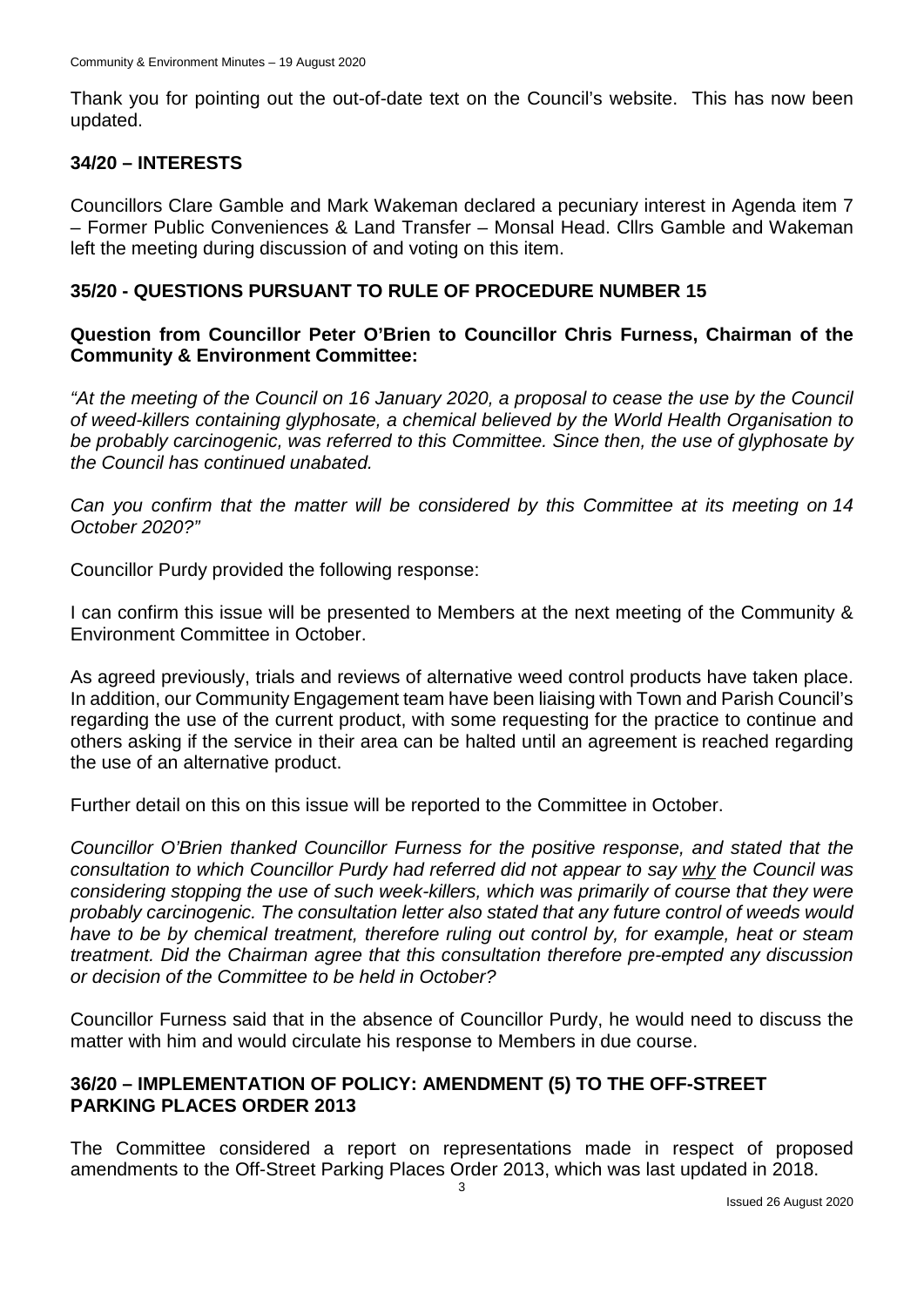Thank you for pointing out the out-of-date text on the Council's website. This has now been updated.

## 34/20 – INTERESTS

Councillors Clare Gamble and Mark Wakeman declared a pecuniary interest in Agenda item 7 – Former Public Conveniences & Land Transfer – Monsal Head. Cllrs Gamble and Wakeman left the meeting during discussion of and voting on this item.

## 35/20 - QUESTIONS PURSUANT TO RULE OF PROCEDURE NUMBER 15

**Question from Councillor Peter O'Brien to Councillor Chris Furness, Chairman of the Community & Environment Committee:**

*"At the meeting of the Council on 16 January 2020, a proposal to cease the use by the Council of weed-killers containing glyphosate, a chemical believed by the World Health Organisation to be probably carcinogenic, was referred to this Committee. Since then, the use of glyphosate by the Council has continued unabated.*

*Can you confirm that the matter will be considered by this Committee at its meeting on 14 October 2020?"*

Councillor Purdy provided the following response:

I can confirm this issue will be presented to Members at the next meeting of the Community & Environment Committee in October.

As agreed previously, trials and reviews of alternative weed control products have taken place. In addition, our Community Engagement team have been liaising with Town and Parish Council's regarding the use of the current product, with some requesting for the practice to continue and others asking if the service in their area can be halted until an agreement is reached regarding the use of an alternative product.

Further detail on this on this issue will be reported to the Committee in October.

*Councillor O'Brien thanked Councillor Furness for the positive response, and stated that the consultation to which Councillor Purdy had referred did not appear to say <u>why</u> the Council was considering stopping the use of such week-killers, which was primarily of course that they were probably carcinogenic. The consultation letter also stated that any future control of weeds would have to be by chemical treatment, therefore ruling out control by, for example, heat or steam treatment. Did the Chairman agree that this consultation therefore pre-empted any discussion or decision of the Committee to be held in October?*

Councillor Furness said that in the absence of Councillor Purdy, he would need to discuss the matter with him and would circulate his response to Members in due course.

## 36/20 – IMPLEMENTATION OF POLICY: AMENDMENT (5) TO THE OFF-STREET PARKING PLACES ORDER 2013

The Committee considered a report on representations made in respect of proposed amendments to the Off-Street Parking Places Order 2013, which was last updated in 2018.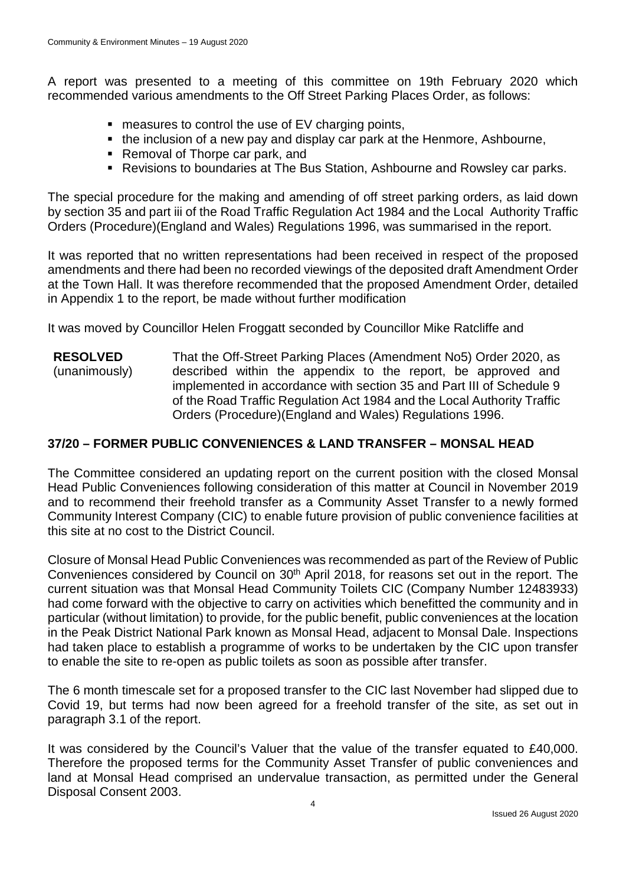A report was presented to a meeting of this committee on 19th February 2020 which recommended various amendments to the Off Street Parking Places Order, as follows:

- measures to control the use of EV charging points,
- the inclusion of a new pay and display car park at the Henmore, Ashbourne,
- Removal of Thorpe car park, and
- Revisions to boundaries at The Bus Station, Ashbourne and Rowsley car parks.

The special procedure for the making and amending of off street parking orders, as laid down by section 35 and part iii of the Road Traffic Regulation Act 1984 and the Local Authority Traffic Orders (Procedure)(England and Wales) Regulations 1996, was summarised in the report.

It was reported that no written representations had been received in respect of the proposed amendments and there had been no recorded viewings of the deposited draft Amendment Order at the Town Hall. It was therefore recommended that the proposed Amendment Order, detailed in Appendix 1 to the report, be made without further modification

It was moved by Councillor Helen Froggatt seconded by Councillor Mike Ratcliffe and

**RESOLVED** (unanimously) That the Off-Street Parking Places (Amendment No5) Order 2020, as described within the appendix to the report, be approved and implemented in accordance with section 35 and Part III of Schedule 9 of the Road Traffic Regulation Act 1984 and the Local Authority Traffic Orders (Procedure)(England and Wales) Regulations 1996.

## 37/20 – FORMER PUBLIC CONVENIENCES & LAND TRANSFER – MONSAL HEAD

The Committee considered an updating report on the current position with the closed Monsal Head Public Conveniences following consideration of this matter at Council in November 2019 and to recommend their freehold transfer as a Community Asset Transfer to a newly formed Community Interest Company (CIC) to enable future provision of public convenience facilities at this site at no cost to the District Council.

Closure of Monsal Head Public Conveniences was recommended as part of the Review of Public Conveniences considered by Council on 30th April 2018, for reasons set out in the report. The current situation was that Monsal Head Community Toilets CIC (Company Number 12483933) had come forward with the objective to carry on activities which benefitted the community and in particular (without limitation) to provide, for the public benefit, public conveniences at the location in the Peak District National Park known as Monsal Head, adjacent to Monsal Dale. Inspections had taken place to establish a programme of works to be undertaken by the CIC upon transfer to enable the site to re-open as public toilets as soon as possible after transfer.

The 6 month timescale set for a proposed transfer to the CIC last November had slipped due to Covid 19, but terms had now been agreed for a freehold transfer of the site, as set out in paragraph 3.1 of the report.

It was considered by the Council's Valuer that the value of the transfer equated to £40,000. Therefore the proposed terms for the Community Asset Transfer of public conveniences and land at Monsal Head comprised an undervalue transaction, as permitted under the General Disposal Consent 2003.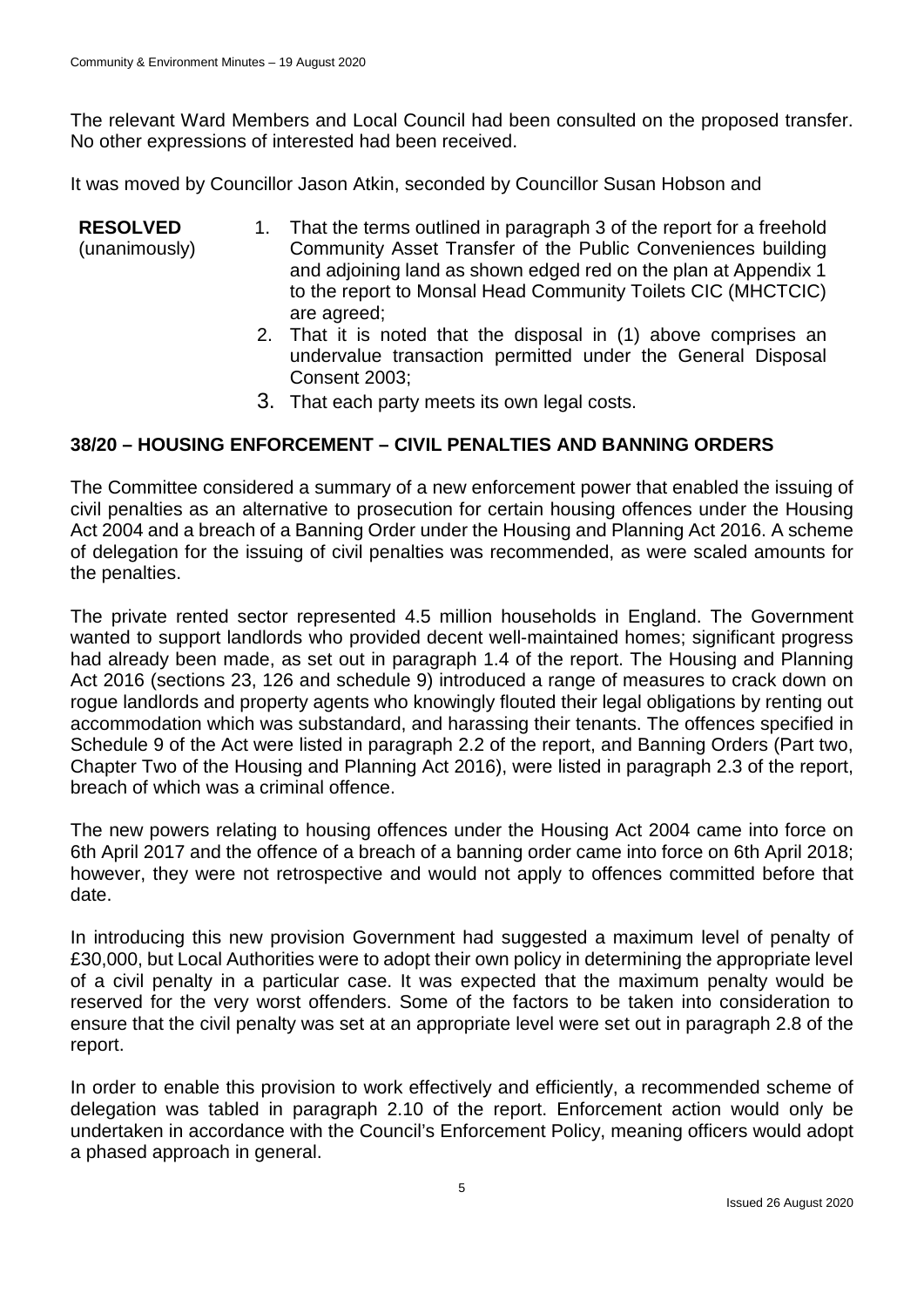The relevant Ward Members and Local Council had been consulted on the proposed transfer. No other expressions of interested had been received.

It was moved by Councillor Jason Atkin, seconded by Councillor Susan Hobson and

**RESOLVED** (unanimously)

1. That the terms outlined in paragraph 3 of the report for a freehold Community Asset Transfer of the Public Conveniences building and adjoining land as shown edged red on the plan at Appendix 1 to the report to Monsal Head Community Toilets CIC (MHCTCIC) are agreed;
2. That it is noted that the disposal in (1) above comprises an undervalue transaction permitted under the General Disposal Consent 2003;
3. That each party meets its own legal costs.

## 38/20 – HOUSING ENFORCEMENT – CIVIL PENALTIES AND BANNING ORDERS

The Committee considered a summary of a new enforcement power that enabled the issuing of civil penalties as an alternative to prosecution for certain housing offences under the Housing Act 2004 and a breach of a Banning Order under the Housing and Planning Act 2016. A scheme of delegation for the issuing of civil penalties was recommended, as were scaled amounts for the penalties.

The private rented sector represented 4.5 million households in England. The Government wanted to support landlords who provided decent well-maintained homes; significant progress had already been made, as set out in paragraph 1.4 of the report. The Housing and Planning Act 2016 (sections 23, 126 and schedule 9) introduced a range of measures to crack down on rogue landlords and property agents who knowingly flouted their legal obligations by renting out accommodation which was substandard, and harassing their tenants. The offences specified in Schedule 9 of the Act were listed in paragraph 2.2 of the report, and Banning Orders (Part two, Chapter Two of the Housing and Planning Act 2016), were listed in paragraph 2.3 of the report, breach of which was a criminal offence.

The new powers relating to housing offences under the Housing Act 2004 came into force on 6th April 2017 and the offence of a breach of a banning order came into force on 6th April 2018; however, they were not retrospective and would not apply to offences committed before that date.

In introducing this new provision Government had suggested a maximum level of penalty of £30,000, but Local Authorities were to adopt their own policy in determining the appropriate level of a civil penalty in a particular case. It was expected that the maximum penalty would be reserved for the very worst offenders. Some of the factors to be taken into consideration to ensure that the civil penalty was set at an appropriate level were set out in paragraph 2.8 of the report.

In order to enable this provision to work effectively and efficiently, a recommended scheme of delegation was tabled in paragraph 2.10 of the report. Enforcement action would only be undertaken in accordance with the Council's Enforcement Policy, meaning officers would adopt a phased approach in general.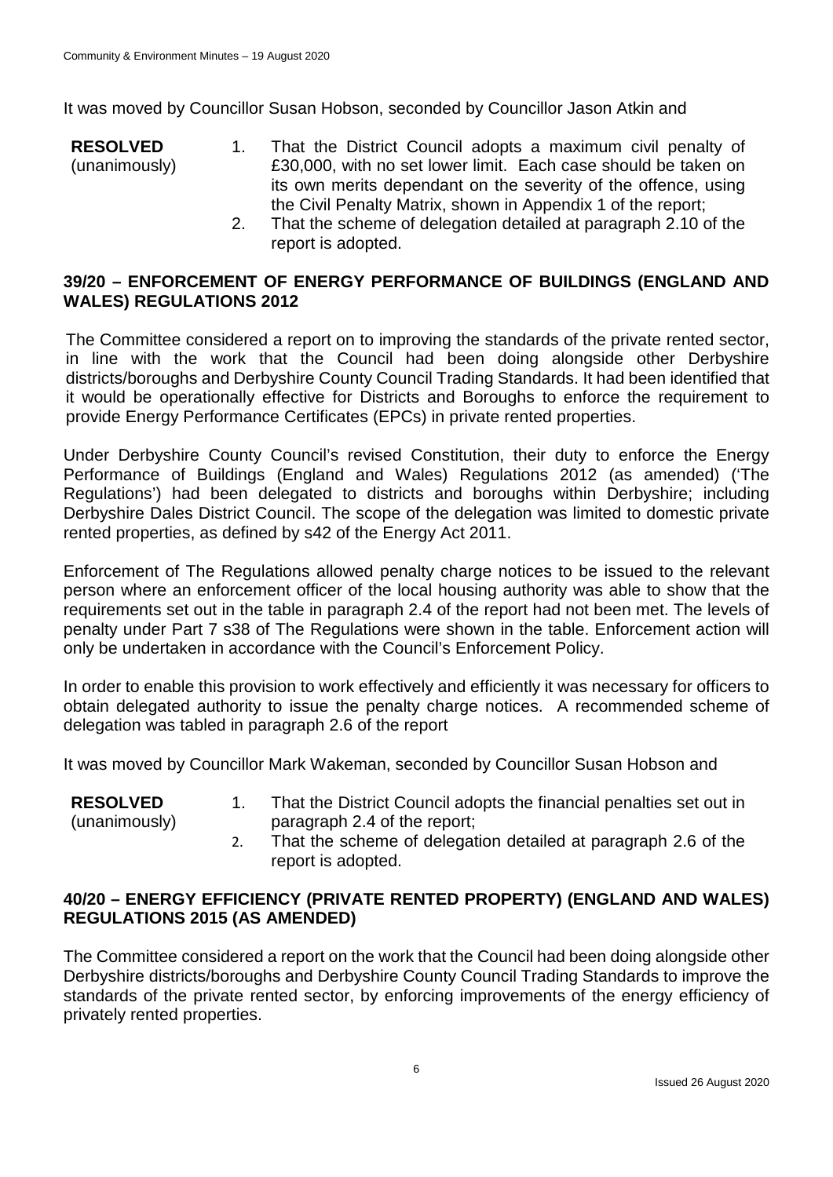It was moved by Councillor Susan Hobson, seconded by Councillor Jason Atkin and

**RESOLVED** (unanimously)

1. That the District Council adopts a maximum civil penalty of £30,000, with no set lower limit. Each case should be taken on its own merits dependant on the severity of the offence, using the Civil Penalty Matrix, shown in Appendix 1 of the report;
2. That the scheme of delegation detailed at paragraph 2.10 of the report is adopted.

## 39/20 – ENFORCEMENT OF ENERGY PERFORMANCE OF BUILDINGS (ENGLAND AND WALES) REGULATIONS 2012

The Committee considered a report on to improving the standards of the private rented sector, in line with the work that the Council had been doing alongside other Derbyshire districts/boroughs and Derbyshire County Council Trading Standards. It had been identified that it would be operationally effective for Districts and Boroughs to enforce the requirement to provide Energy Performance Certificates (EPCs) in private rented properties.

Under Derbyshire County Council's revised Constitution, their duty to enforce the Energy Performance of Buildings (England and Wales) Regulations 2012 (as amended) ('The Regulations') had been delegated to districts and boroughs within Derbyshire; including Derbyshire Dales District Council. The scope of the delegation was limited to domestic private rented properties, as defined by s42 of the Energy Act 2011.

Enforcement of The Regulations allowed penalty charge notices to be issued to the relevant person where an enforcement officer of the local housing authority was able to show that the requirements set out in the table in paragraph 2.4 of the report had not been met. The levels of penalty under Part 7 s38 of The Regulations were shown in the table. Enforcement action will only be undertaken in accordance with the Council's Enforcement Policy.

In order to enable this provision to work effectively and efficiently it was necessary for officers to obtain delegated authority to issue the penalty charge notices. A recommended scheme of delegation was tabled in paragraph 2.6 of the report

It was moved by Councillor Mark Wakeman, seconded by Councillor Susan Hobson and

**RESOLVED** (unanimously)

1. That the District Council adopts the financial penalties set out in paragraph 2.4 of the report;
2. That the scheme of delegation detailed at paragraph 2.6 of the report is adopted.

## 40/20 – ENERGY EFFICIENCY (PRIVATE RENTED PROPERTY) (ENGLAND AND WALES) REGULATIONS 2015 (AS AMENDED)

The Committee considered a report on the work that the Council had been doing alongside other Derbyshire districts/boroughs and Derbyshire County Council Trading Standards to improve the standards of the private rented sector, by enforcing improvements of the energy efficiency of privately rented properties.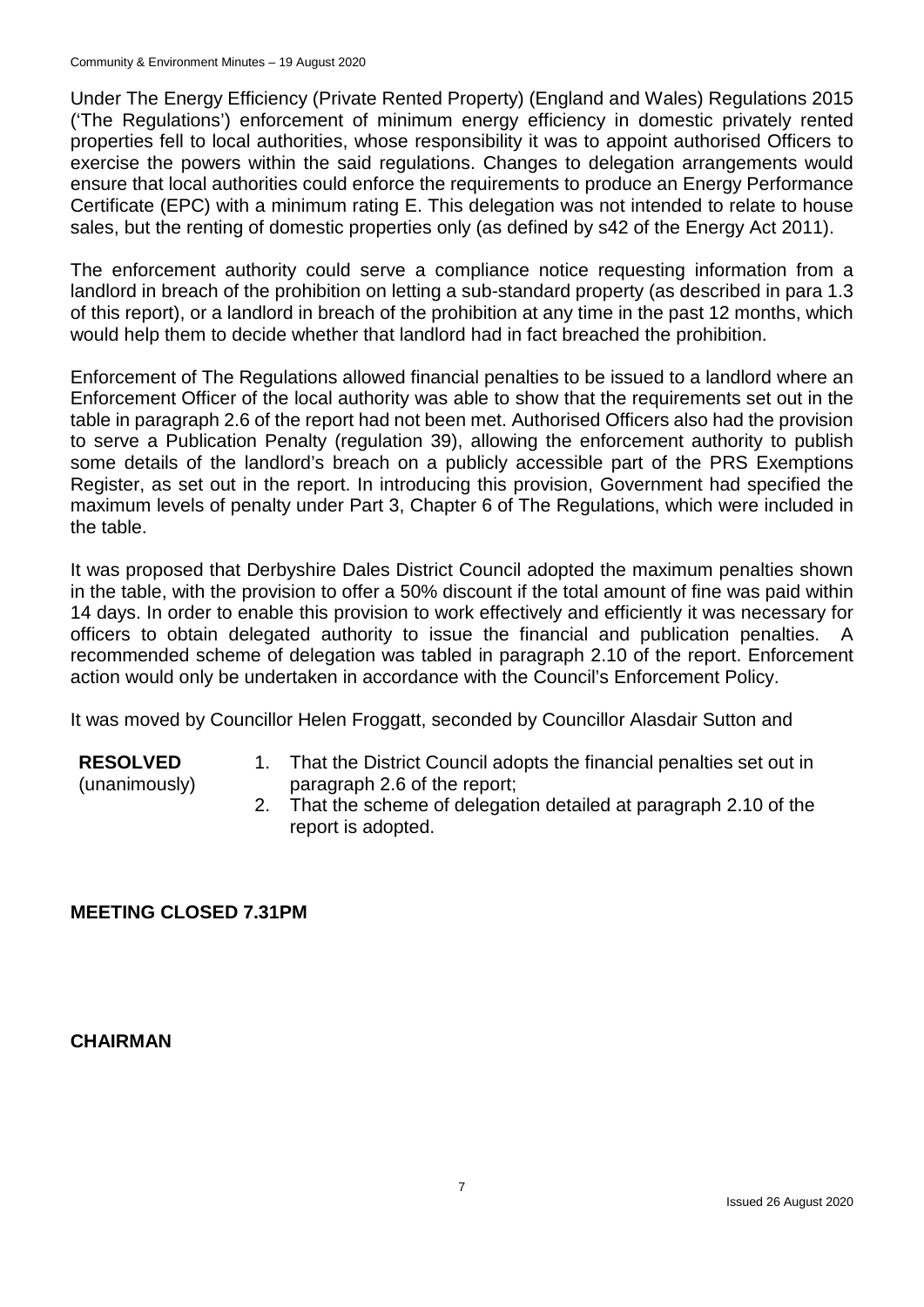Under The Energy Efficiency (Private Rented Property) (England and Wales) Regulations 2015 ('The Regulations') enforcement of minimum energy efficiency in domestic privately rented properties fell to local authorities, whose responsibility it was to appoint authorised Officers to exercise the powers within the said regulations. Changes to delegation arrangements would ensure that local authorities could enforce the requirements to produce an Energy Performance Certificate (EPC) with a minimum rating E. This delegation was not intended to relate to house sales, but the renting of domestic properties only (as defined by s42 of the Energy Act 2011).

The enforcement authority could serve a compliance notice requesting information from a landlord in breach of the prohibition on letting a sub-standard property (as described in para 1.3 of this report), or a landlord in breach of the prohibition at any time in the past 12 months, which would help them to decide whether that landlord had in fact breached the prohibition.

Enforcement of The Regulations allowed financial penalties to be issued to a landlord where an Enforcement Officer of the local authority was able to show that the requirements set out in the table in paragraph 2.6 of the report had not been met. Authorised Officers also had the provision to serve a Publication Penalty (regulation 39), allowing the enforcement authority to publish some details of the landlord's breach on a publicly accessible part of the PRS Exemptions Register, as set out in the report. In introducing this provision, Government had specified the maximum levels of penalty under Part 3, Chapter 6 of The Regulations, which were included in the table.

It was proposed that Derbyshire Dales District Council adopted the maximum penalties shown in the table, with the provision to offer a 50% discount if the total amount of fine was paid within 14 days. In order to enable this provision to work effectively and efficiently it was necessary for officers to obtain delegated authority to issue the financial and publication penalties. A recommended scheme of delegation was tabled in paragraph 2.10 of the report. Enforcement action would only be undertaken in accordance with the Council's Enforcement Policy.

It was moved by Councillor Helen Froggatt, seconded by Councillor Alasdair Sutton and

**RESOLVED** (unanimously)

1. That the District Council adopts the financial penalties set out in paragraph 2.6 of the report;
2. That the scheme of delegation detailed at paragraph 2.10 of the report is adopted.

**MEETING CLOSED 7.31PM**

**CHAIRMAN**